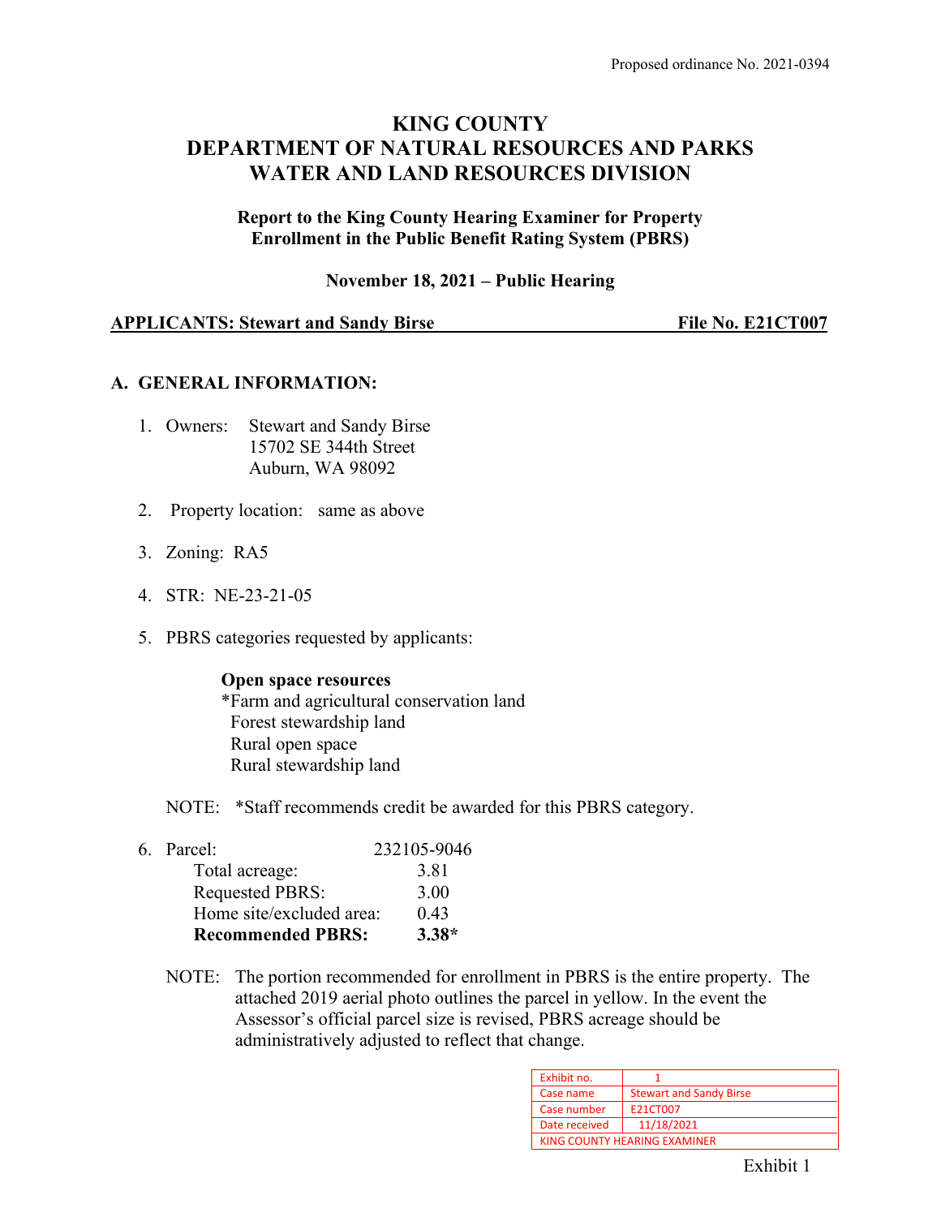Proposed ordinance No. 2021-0394

# KING COUNTY
# DEPARTMENT OF NATURAL RESOURCES AND PARKS
# WATER AND LAND RESOURCES DIVISION

## Report to the King County Hearing Examiner for Property Enrollment in the Public Benefit Rating System (PBRS)

**November 18, 2021 – Public Hearing**

**APPLICANTS: Stewart and Sandy Birse** **File No. E21CT007**

## A. GENERAL INFORMATION:

1. Owners: Stewart and Sandy Birse
   15702 SE 344th Street
   Auburn, WA 98092

2. Property location: same as above

3. Zoning: RA5

4. STR: NE-23-21-05

5. PBRS categories requested by applicants:

   **Open space resources**
   *Farm and agricultural conservation land
   Forest stewardship land
   Rural open space
   Rural stewardship land

   NOTE: *Staff recommends credit be awarded for this PBRS category.

6. Parcel: 232105-9046

| | |
|---|---|
| Total acreage: | 3.81 |
| Requested PBRS: | 3.00 |
| Home site/excluded area: | 0.43 |
| **Recommended PBRS:** | **3.38*** |

   NOTE: The portion recommended for enrollment in PBRS is the entire property. The attached 2019 aerial photo outlines the parcel in yellow. In the event the Assessor's official parcel size is revised, PBRS acreage should be administratively adjusted to reflect that change.

| | |
|---|---|
| Exhibit no. | 1 |
| Case name | Stewart and Sandy Birse |
| Case number | E21CT007 |
| Date received | 11/18/2021 |
| KING COUNTY HEARING EXAMINER | |

Exhibit 1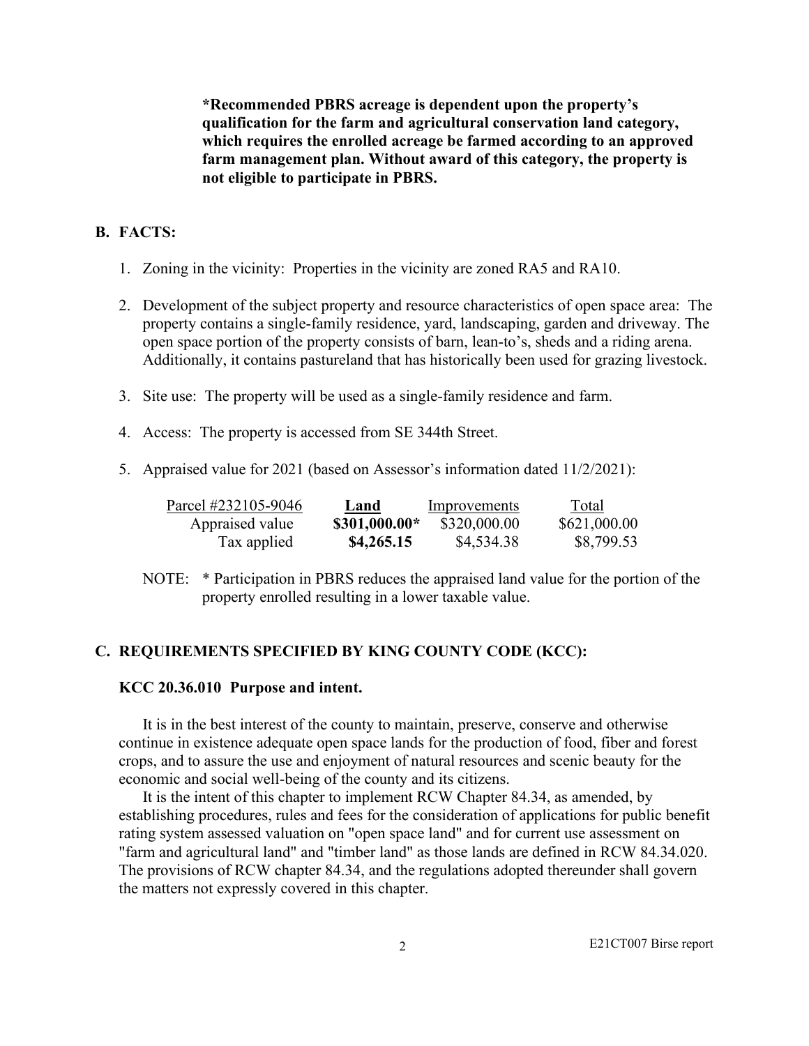**\*Recommended PBRS acreage is dependent upon the property's qualification for the farm and agricultural conservation land category, which requires the enrolled acreage be farmed according to an approved farm management plan. Without award of this category, the property is not eligible to participate in PBRS.**

## B. FACTS:

1. Zoning in the vicinity: Properties in the vicinity are zoned RA5 and RA10.
2. Development of the subject property and resource characteristics of open space area: The property contains a single-family residence, yard, landscaping, garden and driveway. The open space portion of the property consists of barn, lean-to's, sheds and a riding arena. Additionally, it contains pastureland that has historically been used for grazing livestock.
3. Site use: The property will be used as a single-family residence and farm.
4. Access: The property is accessed from SE 344th Street.
5. Appraised value for 2021 (based on Assessor's information dated 11/2/2021):

| Parcel #232105-9046 | **Land** | Improvements | Total |
|---|---|---|---|
| Appraised value | **$301,000.00*** | $320,000.00 | $621,000.00 |
| Tax applied | **$4,265.15** | $4,534.38 | $8,799.53 |

NOTE: * Participation in PBRS reduces the appraised land value for the portion of the property enrolled resulting in a lower taxable value.

## C. REQUIREMENTS SPECIFIED BY KING COUNTY CODE (KCC):

### KCC 20.36.010 Purpose and intent.

It is in the best interest of the county to maintain, preserve, conserve and otherwise continue in existence adequate open space lands for the production of food, fiber and forest crops, and to assure the use and enjoyment of natural resources and scenic beauty for the economic and social well-being of the county and its citizens.

It is the intent of this chapter to implement RCW Chapter 84.34, as amended, by establishing procedures, rules and fees for the consideration of applications for public benefit rating system assessed valuation on "open space land" and for current use assessment on "farm and agricultural land" and "timber land" as those lands are defined in RCW 84.34.020. The provisions of RCW chapter 84.34, and the regulations adopted thereunder shall govern the matters not expressly covered in this chapter.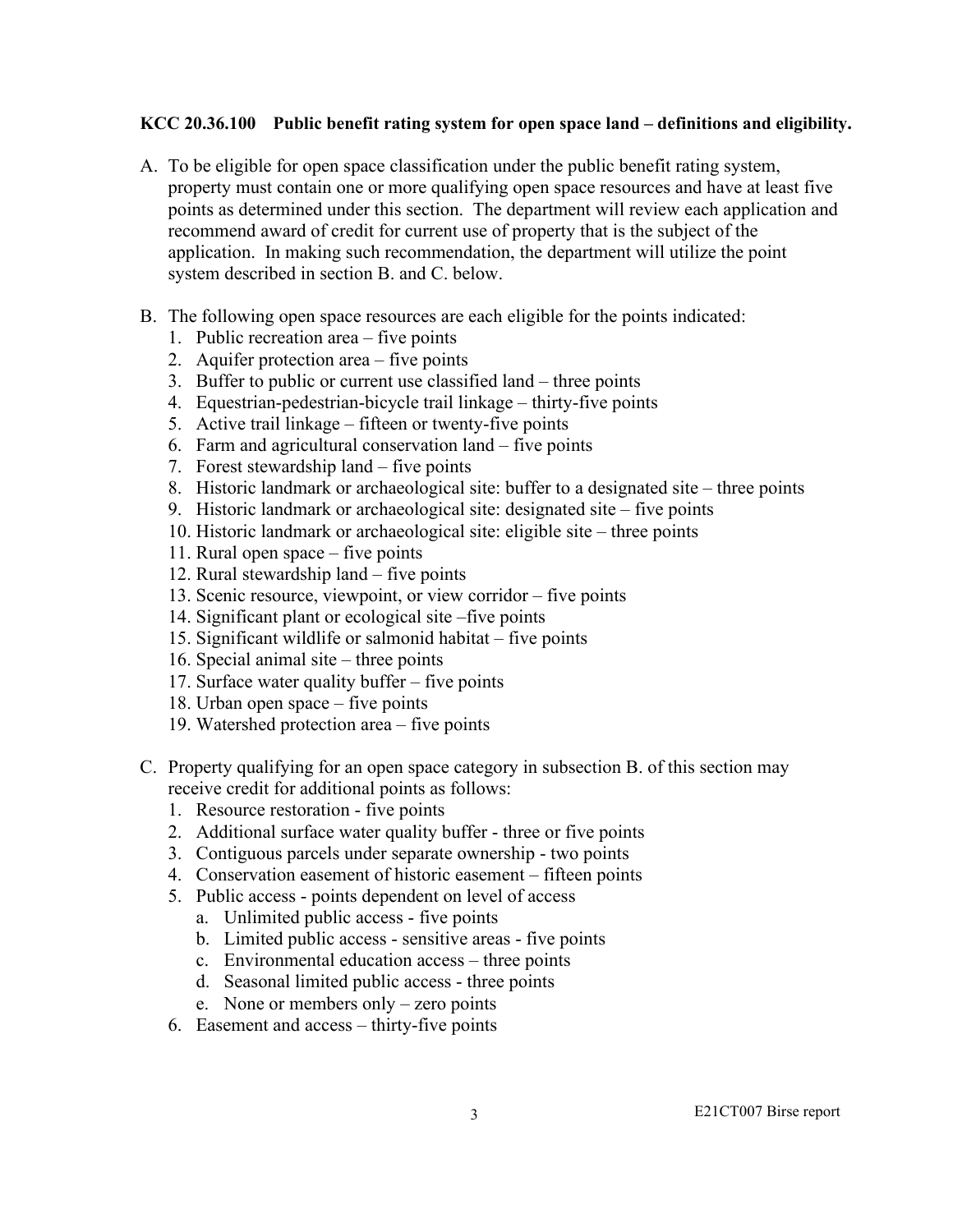**KCC 20.36.100 Public benefit rating system for open space land – definitions and eligibility.**

A. To be eligible for open space classification under the public benefit rating system, property must contain one or more qualifying open space resources and have at least five points as determined under this section. The department will review each application and recommend award of credit for current use of property that is the subject of the application. In making such recommendation, the department will utilize the point system described in section B. and C. below.

B. The following open space resources are each eligible for the points indicated:
   1. Public recreation area – five points
   2. Aquifer protection area – five points
   3. Buffer to public or current use classified land – three points
   4. Equestrian-pedestrian-bicycle trail linkage – thirty-five points
   5. Active trail linkage – fifteen or twenty-five points
   6. Farm and agricultural conservation land – five points
   7. Forest stewardship land – five points
   8. Historic landmark or archaeological site: buffer to a designated site – three points
   9. Historic landmark or archaeological site: designated site – five points
   10. Historic landmark or archaeological site: eligible site – three points
   11. Rural open space – five points
   12. Rural stewardship land – five points
   13. Scenic resource, viewpoint, or view corridor – five points
   14. Significant plant or ecological site –five points
   15. Significant wildlife or salmonid habitat – five points
   16. Special animal site – three points
   17. Surface water quality buffer – five points
   18. Urban open space – five points
   19. Watershed protection area – five points

C. Property qualifying for an open space category in subsection B. of this section may receive credit for additional points as follows:
   1. Resource restoration - five points
   2. Additional surface water quality buffer - three or five points
   3. Contiguous parcels under separate ownership - two points
   4. Conservation easement of historic easement – fifteen points
   5. Public access - points dependent on level of access
      a. Unlimited public access - five points
      b. Limited public access - sensitive areas - five points
      c. Environmental education access – three points
      d. Seasonal limited public access - three points
      e. None or members only – zero points
   6. Easement and access – thirty-five points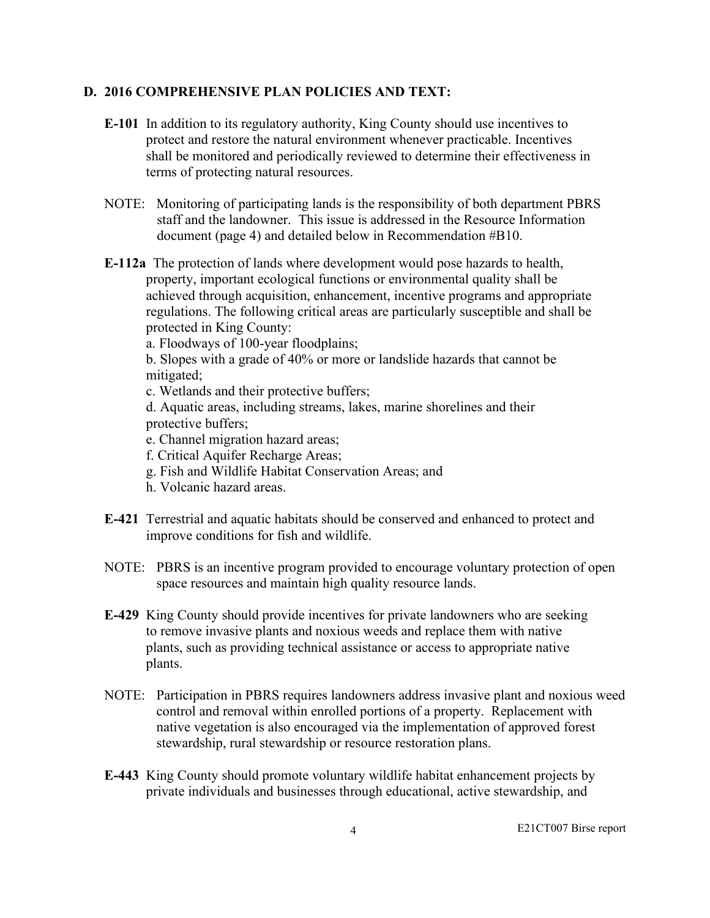## D. 2016 COMPREHENSIVE PLAN POLICIES AND TEXT:

**E-101** In addition to its regulatory authority, King County should use incentives to protect and restore the natural environment whenever practicable. Incentives shall be monitored and periodically reviewed to determine their effectiveness in terms of protecting natural resources.

NOTE: Monitoring of participating lands is the responsibility of both department PBRS staff and the landowner. This issue is addressed in the Resource Information document (page 4) and detailed below in Recommendation #B10.

**E-112a** The protection of lands where development would pose hazards to health, property, important ecological functions or environmental quality shall be achieved through acquisition, enhancement, incentive programs and appropriate regulations. The following critical areas are particularly susceptible and shall be protected in King County:

a. Floodways of 100-year floodplains;
b. Slopes with a grade of 40% or more or landslide hazards that cannot be mitigated;
c. Wetlands and their protective buffers;
d. Aquatic areas, including streams, lakes, marine shorelines and their protective buffers;
e. Channel migration hazard areas;
f. Critical Aquifer Recharge Areas;
g. Fish and Wildlife Habitat Conservation Areas; and
h. Volcanic hazard areas.

**E-421** Terrestrial and aquatic habitats should be conserved and enhanced to protect and improve conditions for fish and wildlife.

NOTE: PBRS is an incentive program provided to encourage voluntary protection of open space resources and maintain high quality resource lands.

**E-429** King County should provide incentives for private landowners who are seeking to remove invasive plants and noxious weeds and replace them with native plants, such as providing technical assistance or access to appropriate native plants.

NOTE: Participation in PBRS requires landowners address invasive plant and noxious weed control and removal within enrolled portions of a property. Replacement with native vegetation is also encouraged via the implementation of approved forest stewardship, rural stewardship or resource restoration plans.

**E-443** King County should promote voluntary wildlife habitat enhancement projects by private individuals and businesses through educational, active stewardship, and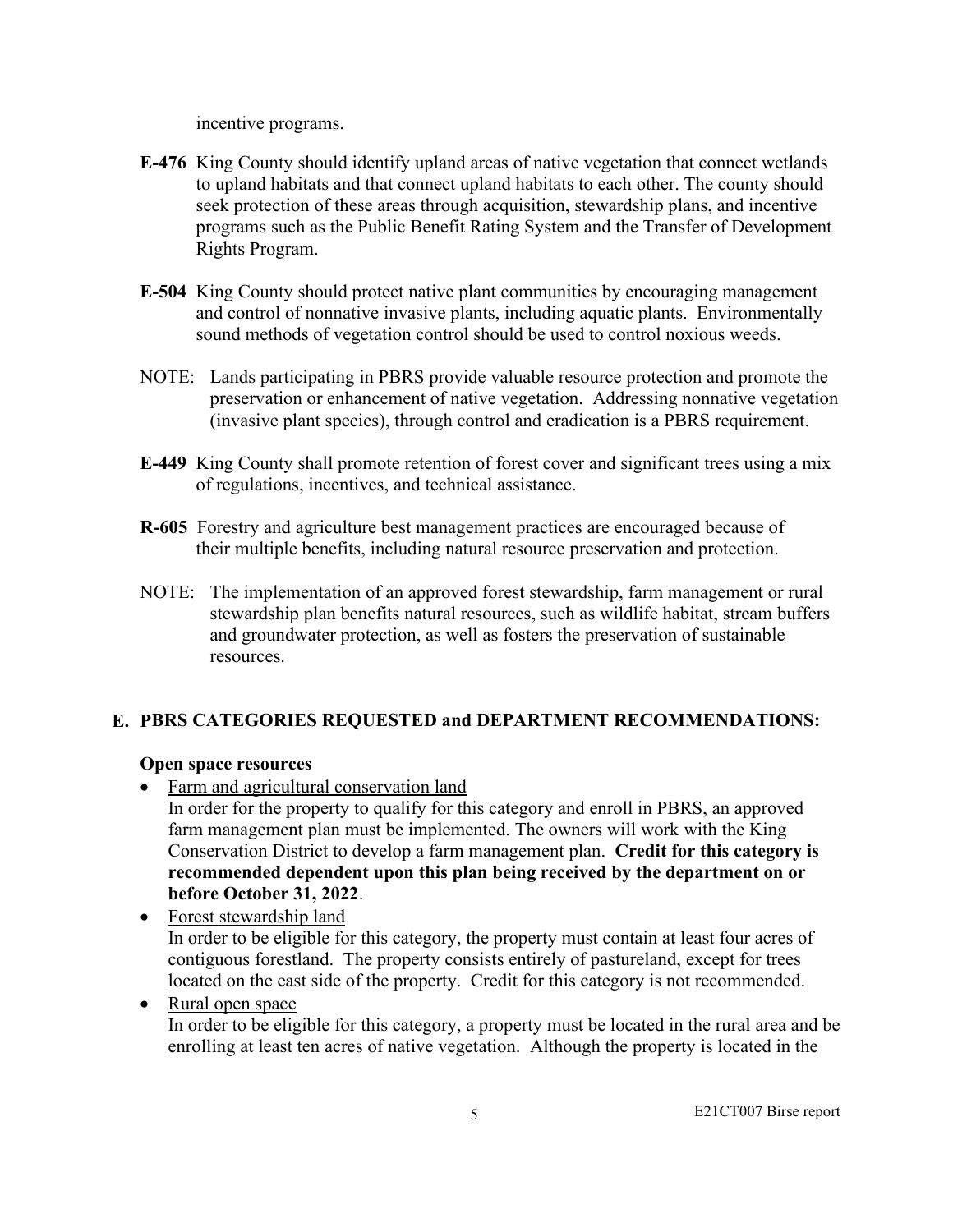incentive programs.

**E-476** King County should identify upland areas of native vegetation that connect wetlands to upland habitats and that connect upland habitats to each other. The county should seek protection of these areas through acquisition, stewardship plans, and incentive programs such as the Public Benefit Rating System and the Transfer of Development Rights Program.

**E-504** King County should protect native plant communities by encouraging management and control of nonnative invasive plants, including aquatic plants. Environmentally sound methods of vegetation control should be used to control noxious weeds.

NOTE: Lands participating in PBRS provide valuable resource protection and promote the preservation or enhancement of native vegetation. Addressing nonnative vegetation (invasive plant species), through control and eradication is a PBRS requirement.

**E-449** King County shall promote retention of forest cover and significant trees using a mix of regulations, incentives, and technical assistance.

**R-605** Forestry and agriculture best management practices are encouraged because of their multiple benefits, including natural resource preservation and protection.

NOTE: The implementation of an approved forest stewardship, farm management or rural stewardship plan benefits natural resources, such as wildlife habitat, stream buffers and groundwater protection, as well as fosters the preservation of sustainable resources.

## E. PBRS CATEGORIES REQUESTED and DEPARTMENT RECOMMENDATIONS:

**Open space resources**

- Farm and agricultural conservation land
  In order for the property to qualify for this category and enroll in PBRS, an approved farm management plan must be implemented. The owners will work with the King Conservation District to develop a farm management plan. **Credit for this category is recommended dependent upon this plan being received by the department on or before October 31, 2022**.
- Forest stewardship land
  In order to be eligible for this category, the property must contain at least four acres of contiguous forestland. The property consists entirely of pastureland, except for trees located on the east side of the property. Credit for this category is not recommended.
- Rural open space
  In order to be eligible for this category, a property must be located in the rural area and be enrolling at least ten acres of native vegetation. Although the property is located in the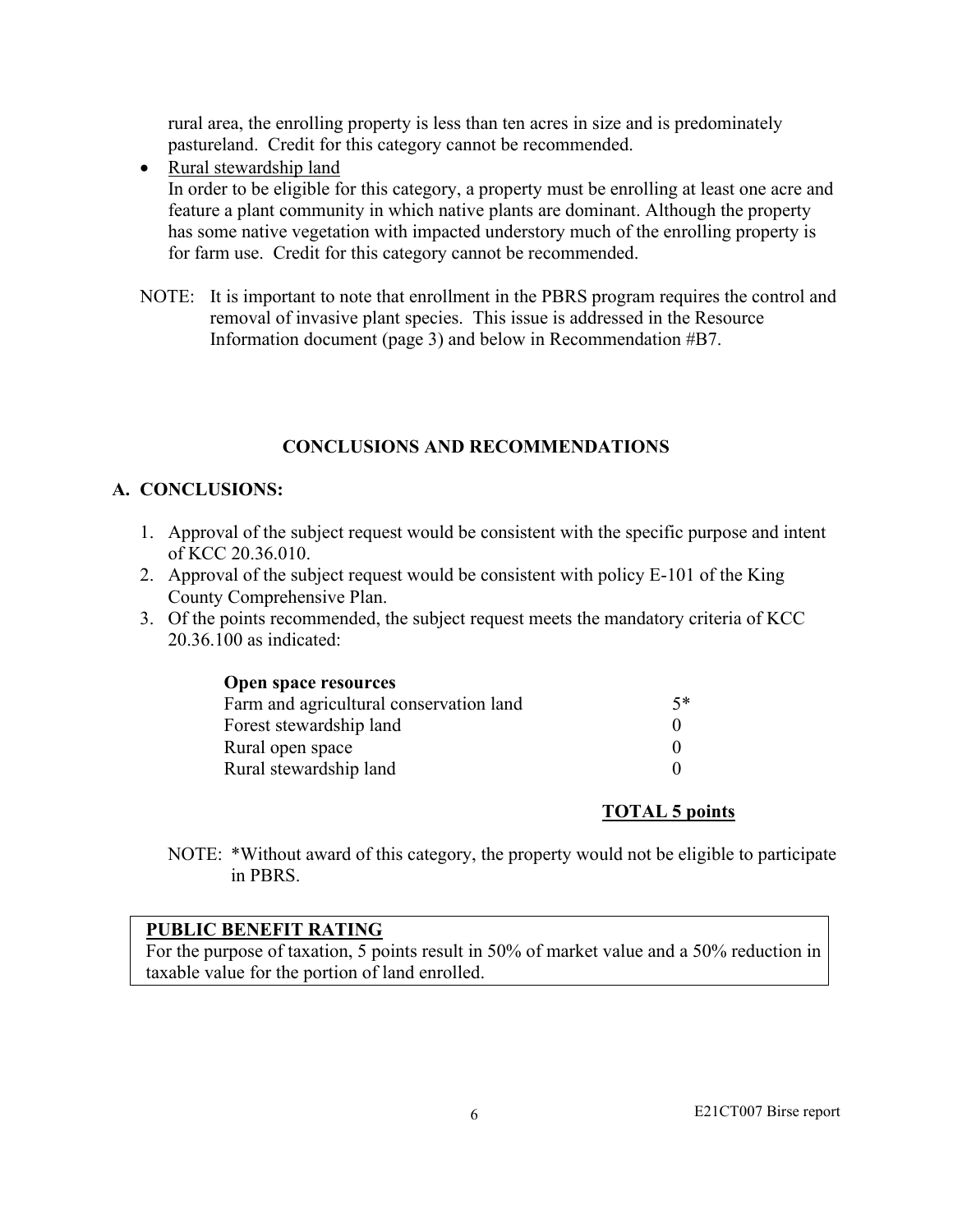rural area, the enrolling property is less than ten acres in size and is predominately pastureland. Credit for this category cannot be recommended.

- Rural stewardship land
  In order to be eligible for this category, a property must be enrolling at least one acre and feature a plant community in which native plants are dominant. Although the property has some native vegetation with impacted understory much of the enrolling property is for farm use. Credit for this category cannot be recommended.

NOTE: It is important to note that enrollment in the PBRS program requires the control and removal of invasive plant species. This issue is addressed in the Resource Information document (page 3) and below in Recommendation #B7.

## CONCLUSIONS AND RECOMMENDATIONS

### A. CONCLUSIONS:

1. Approval of the subject request would be consistent with the specific purpose and intent of KCC 20.36.010.
2. Approval of the subject request would be consistent with policy E-101 of the King County Comprehensive Plan.
3. Of the points recommended, the subject request meets the mandatory criteria of KCC 20.36.100 as indicated:

| **Open space resources** | |
|---|---|
| Farm and agricultural conservation land | 5* |
| Forest stewardship land | 0 |
| Rural open space | 0 |
| Rural stewardship land | 0 |
| | **TOTAL 5 points** |

NOTE: *Without award of this category, the property would not be eligible to participate in PBRS.

**PUBLIC BENEFIT RATING**
For the purpose of taxation, 5 points result in 50% of market value and a 50% reduction in taxable value for the portion of land enrolled.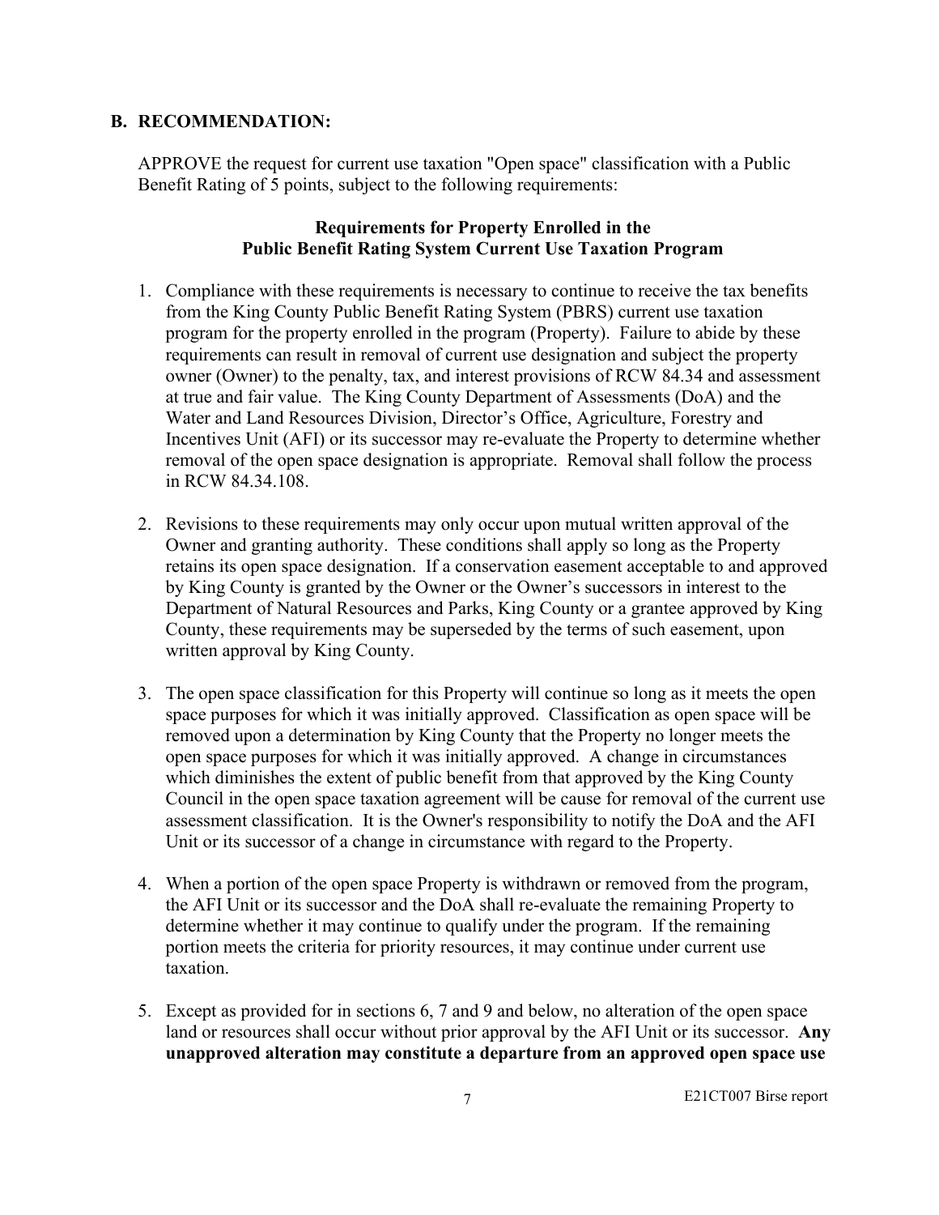## B. RECOMMENDATION:

APPROVE the request for current use taxation "Open space" classification with a Public Benefit Rating of 5 points, subject to the following requirements:

**Requirements for Property Enrolled in the Public Benefit Rating System Current Use Taxation Program**

1. Compliance with these requirements is necessary to continue to receive the tax benefits from the King County Public Benefit Rating System (PBRS) current use taxation program for the property enrolled in the program (Property). Failure to abide by these requirements can result in removal of current use designation and subject the property owner (Owner) to the penalty, tax, and interest provisions of RCW 84.34 and assessment at true and fair value. The King County Department of Assessments (DoA) and the Water and Land Resources Division, Director's Office, Agriculture, Forestry and Incentives Unit (AFI) or its successor may re-evaluate the Property to determine whether removal of the open space designation is appropriate. Removal shall follow the process in RCW 84.34.108.

2. Revisions to these requirements may only occur upon mutual written approval of the Owner and granting authority. These conditions shall apply so long as the Property retains its open space designation. If a conservation easement acceptable to and approved by King County is granted by the Owner or the Owner's successors in interest to the Department of Natural Resources and Parks, King County or a grantee approved by King County, these requirements may be superseded by the terms of such easement, upon written approval by King County.

3. The open space classification for this Property will continue so long as it meets the open space purposes for which it was initially approved. Classification as open space will be removed upon a determination by King County that the Property no longer meets the open space purposes for which it was initially approved. A change in circumstances which diminishes the extent of public benefit from that approved by the King County Council in the open space taxation agreement will be cause for removal of the current use assessment classification. It is the Owner's responsibility to notify the DoA and the AFI Unit or its successor of a change in circumstance with regard to the Property.

4. When a portion of the open space Property is withdrawn or removed from the program, the AFI Unit or its successor and the DoA shall re-evaluate the remaining Property to determine whether it may continue to qualify under the program. If the remaining portion meets the criteria for priority resources, it may continue under current use taxation.

5. Except as provided for in sections 6, 7 and 9 and below, no alteration of the open space land or resources shall occur without prior approval by the AFI Unit or its successor. **Any unapproved alteration may constitute a departure from an approved open space use**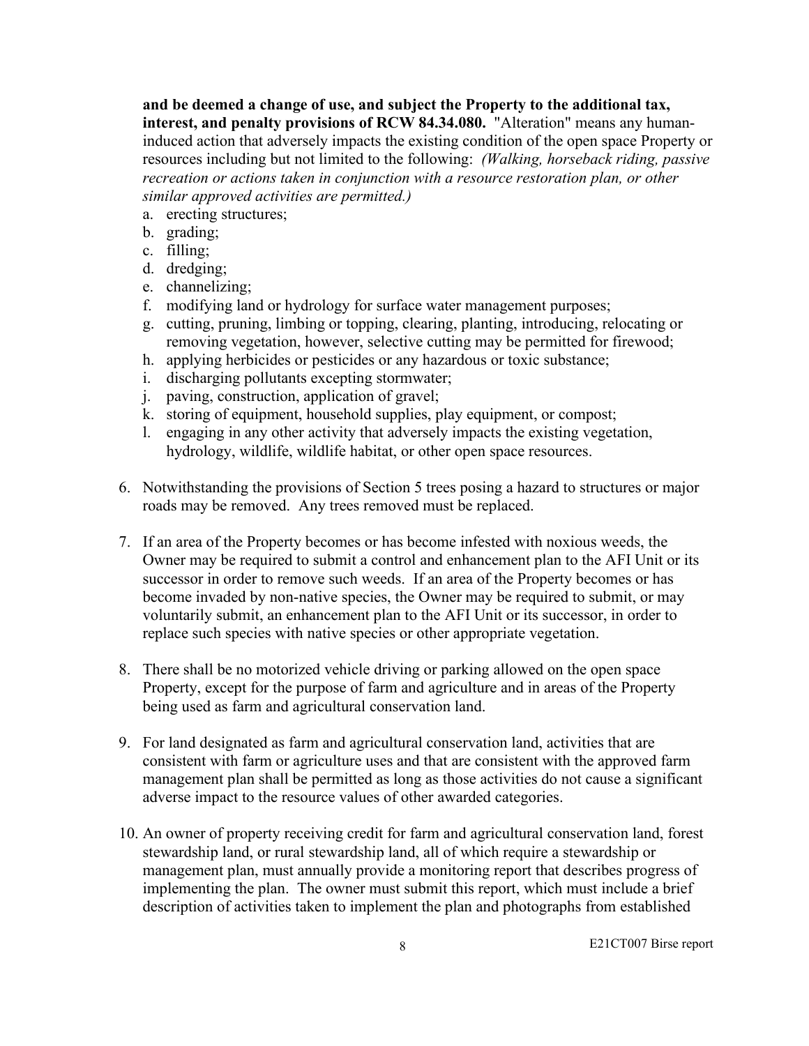**and be deemed a change of use, and subject the Property to the additional tax, interest, and penalty provisions of RCW 84.34.080.** "Alteration" means any human-induced action that adversely impacts the existing condition of the open space Property or resources including but not limited to the following: *(Walking, horseback riding, passive recreation or actions taken in conjunction with a resource restoration plan, or other similar approved activities are permitted.)*

a. erecting structures;
b. grading;
c. filling;
d. dredging;
e. channelizing;
f. modifying land or hydrology for surface water management purposes;
g. cutting, pruning, limbing or topping, clearing, planting, introducing, relocating or removing vegetation, however, selective cutting may be permitted for firewood;
h. applying herbicides or pesticides or any hazardous or toxic substance;
i. discharging pollutants excepting stormwater;
j. paving, construction, application of gravel;
k. storing of equipment, household supplies, play equipment, or compost;
l. engaging in any other activity that adversely impacts the existing vegetation, hydrology, wildlife, wildlife habitat, or other open space resources.

6. Notwithstanding the provisions of Section 5 trees posing a hazard to structures or major roads may be removed. Any trees removed must be replaced.

7. If an area of the Property becomes or has become infested with noxious weeds, the Owner may be required to submit a control and enhancement plan to the AFI Unit or its successor in order to remove such weeds. If an area of the Property becomes or has become invaded by non-native species, the Owner may be required to submit, or may voluntarily submit, an enhancement plan to the AFI Unit or its successor, in order to replace such species with native species or other appropriate vegetation.

8. There shall be no motorized vehicle driving or parking allowed on the open space Property, except for the purpose of farm and agriculture and in areas of the Property being used as farm and agricultural conservation land.

9. For land designated as farm and agricultural conservation land, activities that are consistent with farm or agriculture uses and that are consistent with the approved farm management plan shall be permitted as long as those activities do not cause a significant adverse impact to the resource values of other awarded categories.

10. An owner of property receiving credit for farm and agricultural conservation land, forest stewardship land, or rural stewardship land, all of which require a stewardship or management plan, must annually provide a monitoring report that describes progress of implementing the plan. The owner must submit this report, which must include a brief description of activities taken to implement the plan and photographs from established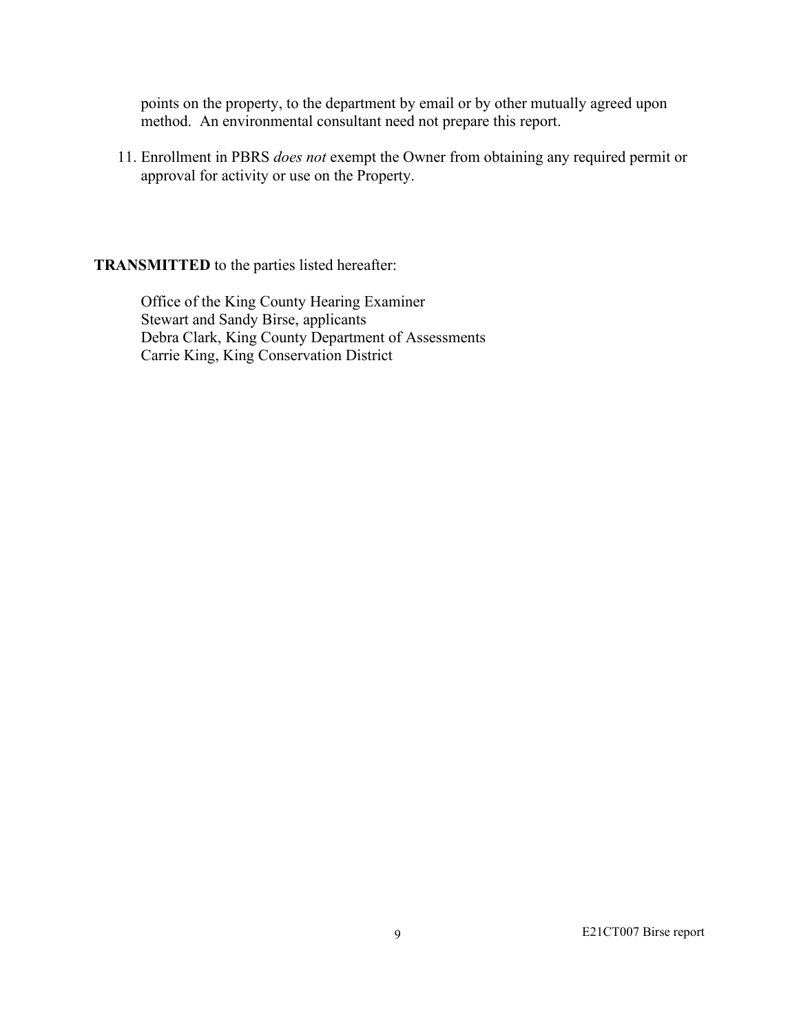points on the property, to the department by email or by other mutually agreed upon method. An environmental consultant need not prepare this report.

11. Enrollment in PBRS *does not* exempt the Owner from obtaining any required permit or approval for activity or use on the Property.

**TRANSMITTED** to the parties listed hereafter:

Office of the King County Hearing Examiner
Stewart and Sandy Birse, applicants
Debra Clark, King County Department of Assessments
Carrie King, King Conservation District